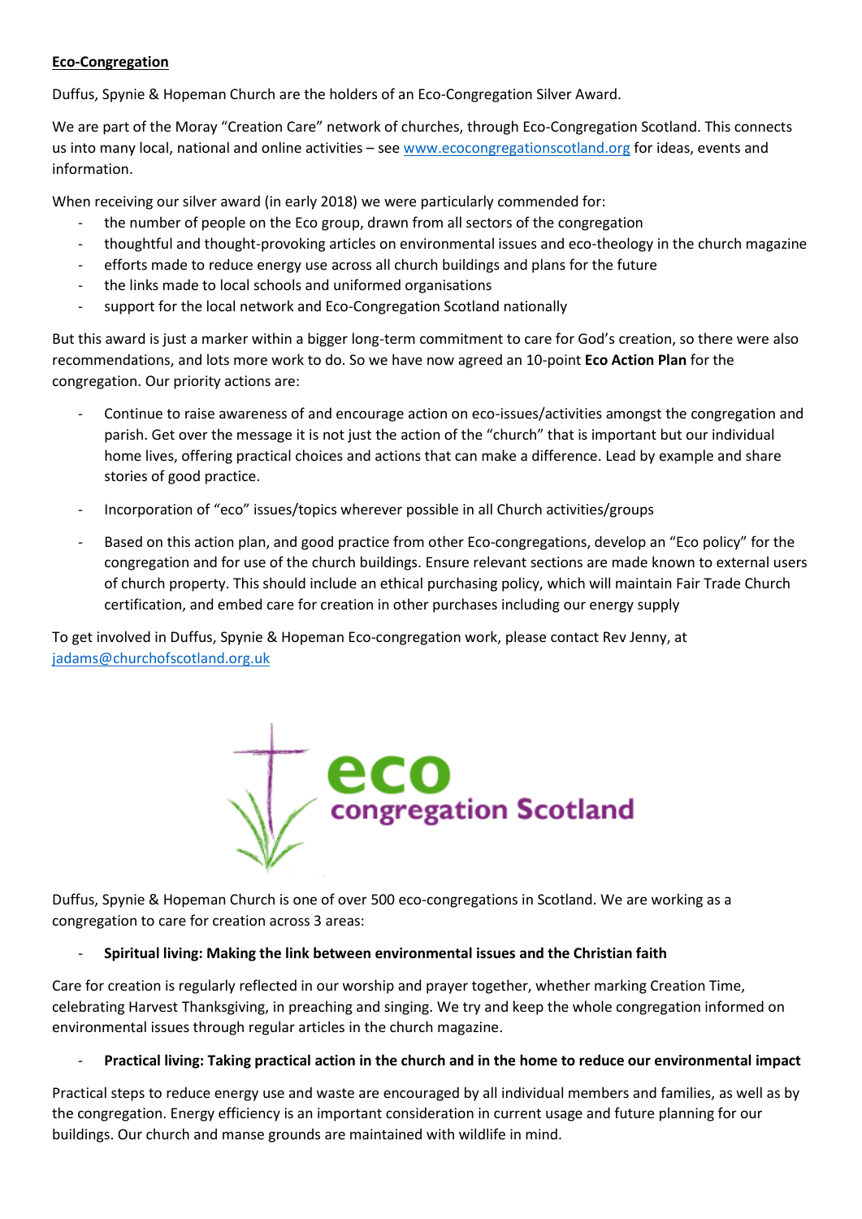**Eco-Congregation**

Duffus, Spynie & Hopeman Church are the holders of an Eco-Congregation Silver Award.

We are part of the Moray "Creation Care" network of churches, through Eco-Congregation Scotland. This connects us into many local, national and online activities – see www.ecocongregationscotland.org for ideas, events and information.

When receiving our silver award (in early 2018) we were particularly commended for:

- the number of people on the Eco group, drawn from all sectors of the congregation
- thoughtful and thought-provoking articles on environmental issues and eco-theology in the church magazine
- efforts made to reduce energy use across all church buildings and plans for the future
- the links made to local schools and uniformed organisations
- support for the local network and Eco-Congregation Scotland nationally

But this award is just a marker within a bigger long-term commitment to care for God's creation, so there were also recommendations, and lots more work to do. So we have now agreed an 10-point **Eco Action Plan** for the congregation. Our priority actions are:

- Continue to raise awareness of and encourage action on eco-issues/activities amongst the congregation and parish. Get over the message it is not just the action of the "church" that is important but our individual home lives, offering practical choices and actions that can make a difference. Lead by example and share stories of good practice.

- Incorporation of "eco" issues/topics wherever possible in all Church activities/groups

- Based on this action plan, and good practice from other Eco-congregations, develop an "Eco policy" for the congregation and for use of the church buildings. Ensure relevant sections are made known to external users of church property. This should include an ethical purchasing policy, which will maintain Fair Trade Church certification, and embed care for creation in other purchases including our energy supply

To get involved in Duffus, Spynie & Hopeman Eco-congregation work, please contact Rev Jenny, at jadams@churchofscotland.org.uk

eco congregation Scotland

Duffus, Spynie & Hopeman Church is one of over 500 eco-congregations in Scotland. We are working as a congregation to care for creation across 3 areas:

- **Spiritual living: Making the link between environmental issues and the Christian faith**

Care for creation is regularly reflected in our worship and prayer together, whether marking Creation Time, celebrating Harvest Thanksgiving, in preaching and singing. We try and keep the whole congregation informed on environmental issues through regular articles in the church magazine.

- **Practical living: Taking practical action in the church and in the home to reduce our environmental impact**

Practical steps to reduce energy use and waste are encouraged by all individual members and families, as well as by the congregation. Energy efficiency is an important consideration in current usage and future planning for our buildings. Our church and manse grounds are maintained with wildlife in mind.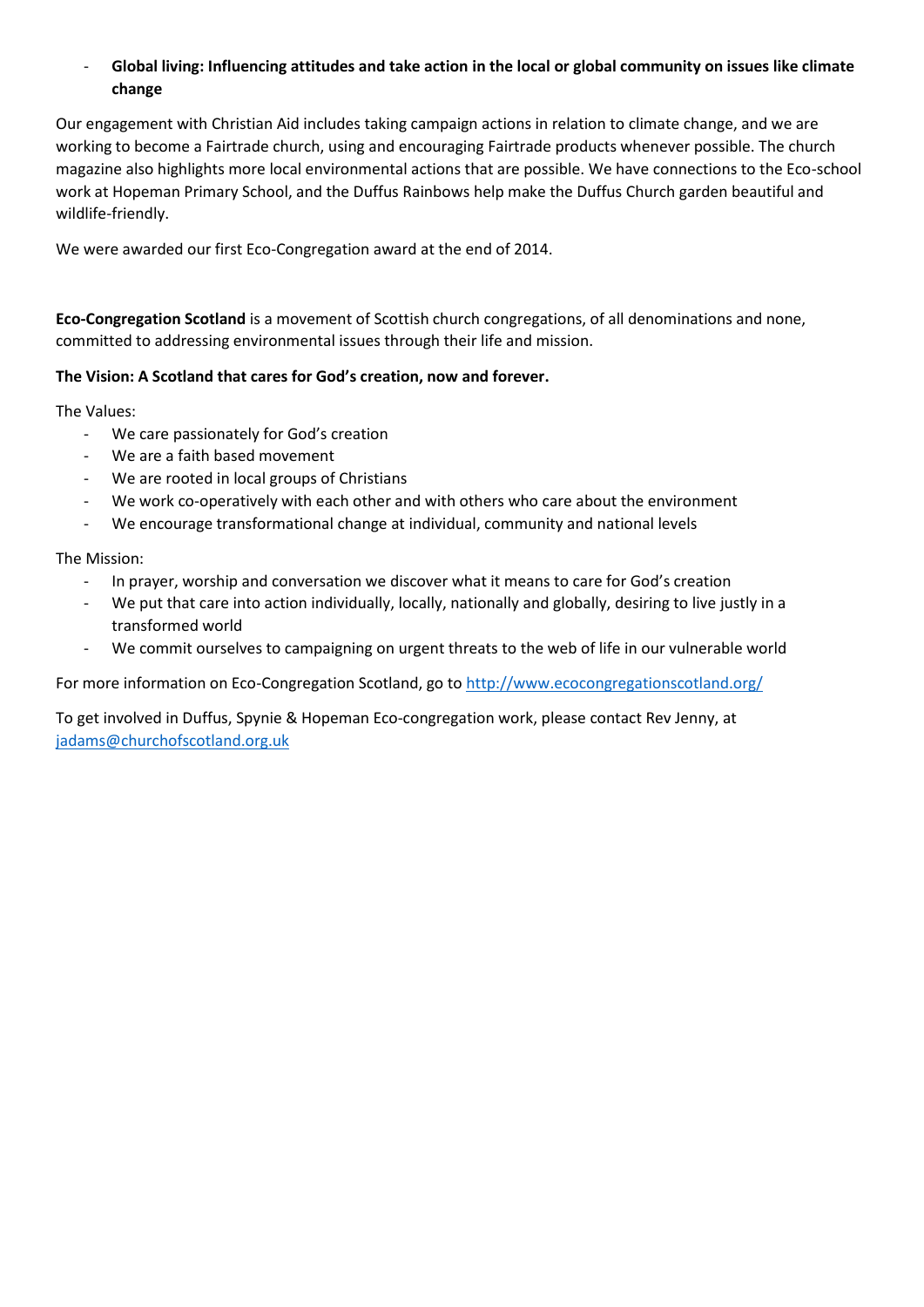- **Global living: Influencing attitudes and take action in the local or global community on issues like climate change**

Our engagement with Christian Aid includes taking campaign actions in relation to climate change, and we are working to become a Fairtrade church, using and encouraging Fairtrade products whenever possible. The church magazine also highlights more local environmental actions that are possible. We have connections to the Eco-school work at Hopeman Primary School, and the Duffus Rainbows help make the Duffus Church garden beautiful and wildlife-friendly.

We were awarded our first Eco-Congregation award at the end of 2014.

**Eco-Congregation Scotland** is a movement of Scottish church congregations, of all denominations and none, committed to addressing environmental issues through their life and mission.

**The Vision: A Scotland that cares for God's creation, now and forever.**

The Values:

- We care passionately for God's creation
- We are a faith based movement
- We are rooted in local groups of Christians
- We work co-operatively with each other and with others who care about the environment
- We encourage transformational change at individual, community and national levels

The Mission:

- In prayer, worship and conversation we discover what it means to care for God's creation
- We put that care into action individually, locally, nationally and globally, desiring to live justly in a transformed world
- We commit ourselves to campaigning on urgent threats to the web of life in our vulnerable world

For more information on Eco-Congregation Scotland, go to [http://www.ecocongregationscotland.org/](http://www.ecocongregationscotland.org/)

To get involved in Duffus, Spynie & Hopeman Eco-congregation work, please contact Rev Jenny, at [jadams@churchofscotland.org.uk](mailto:jadams@churchofscotland.org.uk)